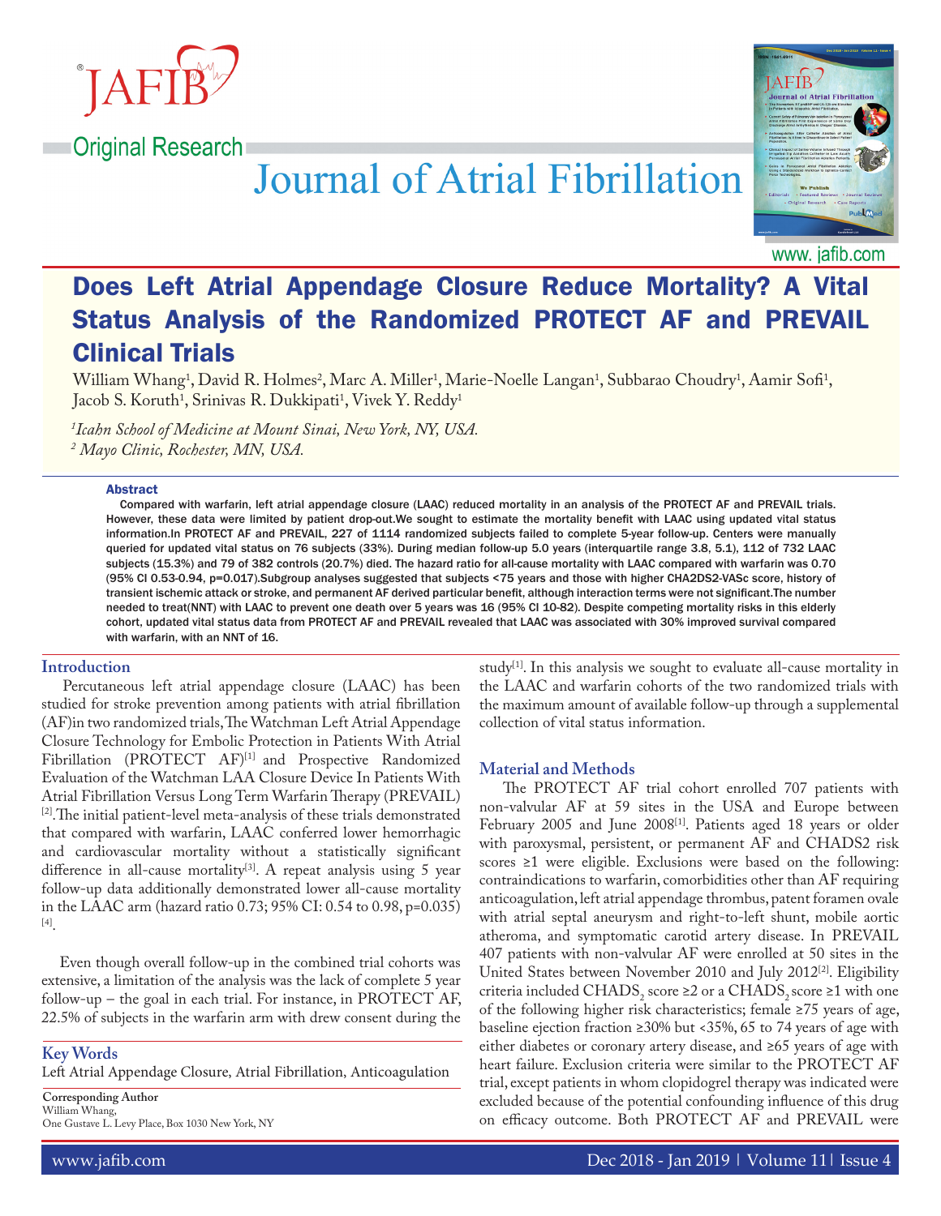Original Research

# Does Left Atrial Appendage Closure Reduce Mortality? A Vital Status Analysis of the Randomized PROTECT AF and PREVAIL Clinical Trials

William Whang[1], David R. Holmes[2], Marc A. Miller[1], Marie-Noelle Langan[1], Subbarao Choudry[1], Aamir Sofi[1], Jacob S. Koruth[1], Srinivas R. Dukkipati[1], Vivek Y. Reddy[1]

*[1]Icahn School of Medicine at Mount Sinai, New York, NY, USA.*
*[2] Mayo Clinic, Rochester, MN, USA.*

## Abstract

Compared with warfarin, left atrial appendage closure (LAAC) reduced mortality in an analysis of the PROTECT AF and PREVAIL trials. However, these data were limited by patient drop-out.We sought to estimate the mortality benefit with LAAC using updated vital status information.In PROTECT AF and PREVAIL, 227 of 1114 randomized subjects failed to complete 5-year follow-up. Centers were manually queried for updated vital status on 76 subjects (33%). During median follow-up 5.0 years (interquartile range 3.8, 5.1), 112 of 732 LAAC subjects (15.3%) and 79 of 382 controls (20.7%) died. The hazard ratio for all-cause mortality with LAAC compared with warfarin was 0.70 (95% CI 0.53-0.94, p=0.017).Subgroup analyses suggested that subjects <75 years and those with higher CHA2DS2-VASc score, history of transient ischemic attack or stroke, and permanent AF derived particular benefit, although interaction terms were not significant.The number needed to treat(NNT) with LAAC to prevent one death over 5 years was 16 (95% CI 10-82). Despite competing mortality risks in this elderly cohort, updated vital status data from PROTECT AF and PREVAIL revealed that LAAC was associated with 30% improved survival compared with warfarin, with an NNT of 16.

## Introduction

Percutaneous left atrial appendage closure (LAAC) has been studied for stroke prevention among patients with atrial fibrillation (AF)in two randomized trials,The Watchman Left Atrial Appendage Closure Technology for Embolic Protection in Patients With Atrial Fibrillation (PROTECT AF)[1] and Prospective Randomized Evaluation of the Watchman LAA Closure Device In Patients With Atrial Fibrillation Versus Long Term Warfarin Therapy (PREVAIL) [2].The initial patient-level meta-analysis of these trials demonstrated that compared with warfarin, LAAC conferred lower hemorrhagic and cardiovascular mortality without a statistically significant difference in all-cause mortality[3]. A repeat analysis using 5 year follow-up data additionally demonstrated lower all-cause mortality in the LAAC arm (hazard ratio 0.73; 95% CI: 0.54 to 0.98, p=0.035) [4].

Even though overall follow-up in the combined trial cohorts was extensive, a limitation of the analysis was the lack of complete 5 year follow-up – the goal in each trial. For instance, in PROTECT AF, 22.5% of subjects in the warfarin arm with drew consent during the study[1]. In this analysis we sought to evaluate all-cause mortality in the LAAC and warfarin cohorts of the two randomized trials with the maximum amount of available follow-up through a supplemental collection of vital status information.

## Material and Methods

The PROTECT AF trial cohort enrolled 707 patients with non-valvular AF at 59 sites in the USA and Europe between February 2005 and June 2008[1]. Patients aged 18 years or older with paroxysmal, persistent, or permanent AF and CHADS2 risk scores ≥1 were eligible. Exclusions were based on the following: contraindications to warfarin, comorbidities other than AF requiring anticoagulation, left atrial appendage thrombus, patent foramen ovale with atrial septal aneurysm and right-to-left shunt, mobile aortic atheroma, and symptomatic carotid artery disease. In PREVAIL 407 patients with non-valvular AF were enrolled at 50 sites in the United States between November 2010 and July 2012[2]. Eligibility criteria included $CHADS_2$ score ≥2 or a $CHADS_2$ score ≥1 with one of the following higher risk characteristics; female ≥75 years of age, baseline ejection fraction ≥30% but <35%, 65 to 74 years of age with either diabetes or coronary artery disease, and ≥65 years of age with heart failure. Exclusion criteria were similar to the PROTECT AF trial, except patients in whom clopidogrel therapy was indicated were excluded because of the potential confounding influence of this drug on efficacy outcome. Both PROTECT AF and PREVAIL were

## Key Words

Left Atrial Appendage Closure, Atrial Fibrillation, Anticoagulation

**Corresponding Author**
William Whang,
One Gustave L. Levy Place, Box 1030 New York, NY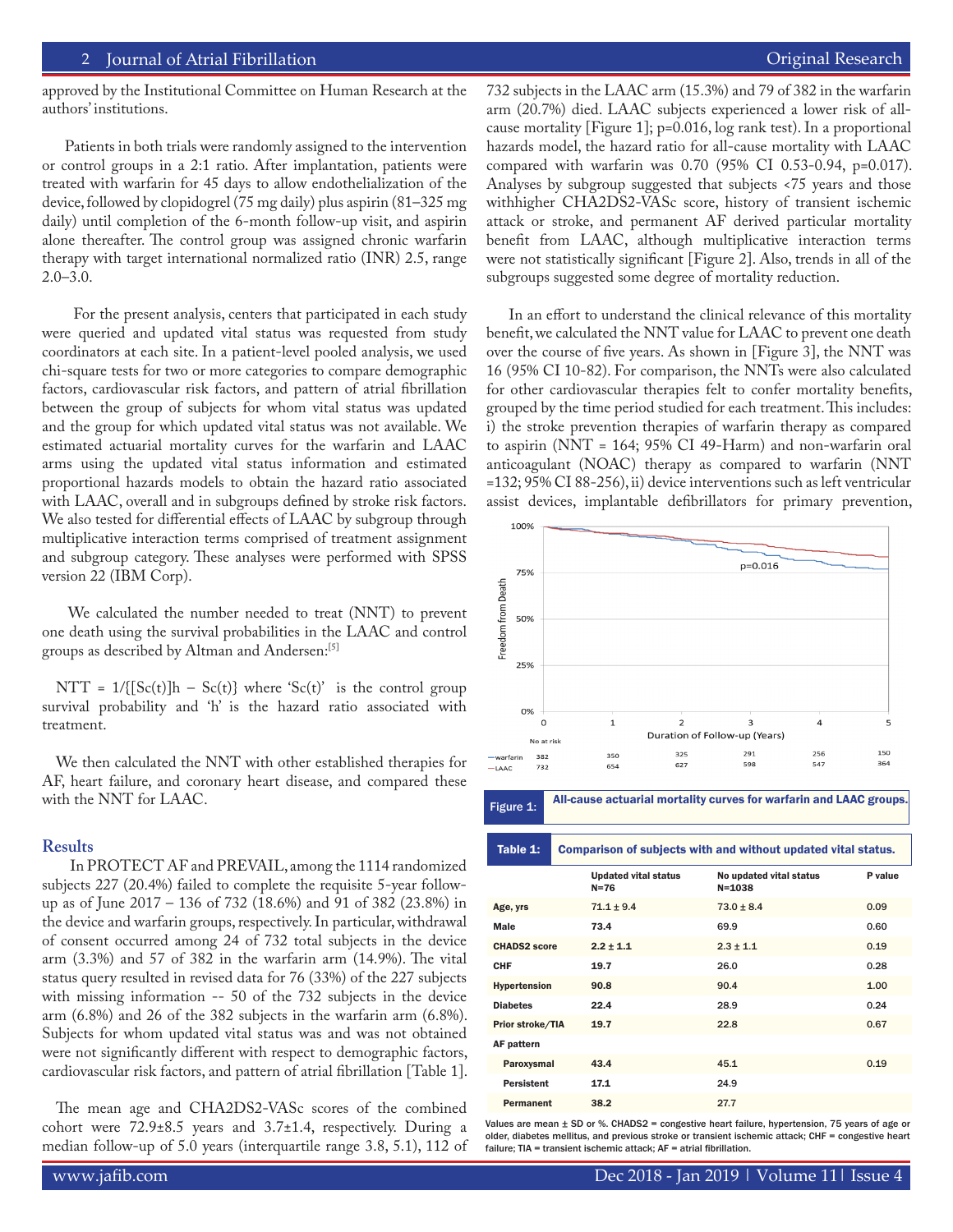approved by the Institutional Committee on Human Research at the authors' institutions.

Patients in both trials were randomly assigned to the intervention or control groups in a 2:1 ratio. After implantation, patients were treated with warfarin for 45 days to allow endothelialization of the device, followed by clopidogrel (75 mg daily) plus aspirin (81–325 mg daily) until completion of the 6-month follow-up visit, and aspirin alone thereafter. The control group was assigned chronic warfarin therapy with target international normalized ratio (INR) 2.5, range 2.0–3.0.

For the present analysis, centers that participated in each study were queried and updated vital status was requested from study coordinators at each site. In a patient-level pooled analysis, we used chi-square tests for two or more categories to compare demographic factors, cardiovascular risk factors, and pattern of atrial fibrillation between the group of subjects for whom vital status was updated and the group for which updated vital status was not available. We estimated actuarial mortality curves for the warfarin and LAAC arms using the updated vital status information and estimated proportional hazards models to obtain the hazard ratio associated with LAAC, overall and in subgroups defined by stroke risk factors. We also tested for differential effects of LAAC by subgroup through multiplicative interaction terms comprised of treatment assignment and subgroup category. These analyses were performed with SPSS version 22 (IBM Corp).

We calculated the number needed to treat (NNT) to prevent one death using the survival probabilities in the LAAC and control groups as described by Altman and Andersen:[5]

NTT = 1/{[Sc(t)]h – Sc(t)} where 'Sc(t)' is the control group survival probability and 'h' is the hazard ratio associated with treatment.

We then calculated the NNT with other established therapies for AF, heart failure, and coronary heart disease, and compared these with the NNT for LAAC.

## Results

In PROTECT AF and PREVAIL, among the 1114 randomized subjects 227 (20.4%) failed to complete the requisite 5-year follow-up as of June 2017 – 136 of 732 (18.6%) and 91 of 382 (23.8%) in the device and warfarin groups, respectively. In particular, withdrawal of consent occurred among 24 of 732 total subjects in the device arm (3.3%) and 57 of 382 in the warfarin arm (14.9%). The vital status query resulted in revised data for 76 (33%) of the 227 subjects with missing information -- 50 of the 732 subjects in the device arm (6.8%) and 26 of the 382 subjects in the warfarin arm (6.8%). Subjects for whom updated vital status was and was not obtained were not significantly different with respect to demographic factors, cardiovascular risk factors, and pattern of atrial fibrillation [Table 1].

The mean age and CHA2DS2-VASc scores of the combined cohort were 72.9±8.5 years and 3.7±1.4, respectively. During a median follow-up of 5.0 years (interquartile range 3.8, 5.1), 112 of 732 subjects in the LAAC arm (15.3%) and 79 of 382 in the warfarin arm (20.7%) died. LAAC subjects experienced a lower risk of all-cause mortality [Figure 1]; p=0.016, log rank test). In a proportional hazards model, the hazard ratio for all-cause mortality with LAAC compared with warfarin was 0.70 (95% CI 0.53-0.94, p=0.017). Analyses by subgroup suggested that subjects <75 years and those withhigher CHA2DS2-VASc score, history of transient ischemic attack or stroke, and permanent AF derived particular mortality benefit from LAAC, although multiplicative interaction terms were not statistically significant [Figure 2]. Also, trends in all of the subgroups suggested some degree of mortality reduction.

In an effort to understand the clinical relevance of this mortality benefit, we calculated the NNT value for LAAC to prevent one death over the course of five years. As shown in [Figure 3], the NNT was 16 (95% CI 10-82). For comparison, the NNTs were also calculated for other cardiovascular therapies felt to confer mortality benefits, grouped by the time period studied for each treatment. This includes: i) the stroke prevention therapies of warfarin therapy as compared to aspirin (NNT = 164; 95% CI 49-Harm) and non-warfarin oral anticoagulant (NOAC) therapy as compared to warfarin (NNT =132; 95% CI 88-256), ii) device interventions such as left ventricular assist devices, implantable defibrillators for primary prevention,

Figure 1: All-cause actuarial mortality curves for warfarin and LAAC groups.

| No at risk | 0 | 1 | 2 | 3 | 4 | 5 |
|---|---|---|---|---|---|---|
| warfarin | 382 | 350 | 325 | 291 | 256 | 150 |
| LAAC | 732 | 654 | 627 | 598 | 547 | 364 |

Table 1: Comparison of subjects with and without updated vital status.

| | Updated vital status N=76 | No updated vital status N=1038 | P value |
|---|---|---|---|
| Age, yrs | 71.1 ± 9.4 | 73.0 ± 8.4 | 0.09 |
| Male | 73.4 | 69.9 | 0.60 |
| CHADS2 score | 2.2 ± 1.1 | 2.3 ± 1.1 | 0.19 |
| CHF | 19.7 | 26.0 | 0.28 |
| Hypertension | 90.8 | 90.4 | 1.00 |
| Diabetes | 22.4 | 28.9 | 0.24 |
| Prior stroke/TIA | 19.7 | 22.8 | 0.67 |
| AF pattern | | | |
| Paroxysmal | 43.4 | 45.1 | 0.19 |
| Persistent | 17.1 | 24.9 | |
| Permanent | 38.2 | 27.7 | |

Values are mean ± SD or %. CHADS2 = congestive heart failure, hypertension, 75 years of age or older, diabetes mellitus, and previous stroke or transient ischemic attack; CHF = congestive heart failure; TIA = transient ischemic attack; AF = atrial fibrillation.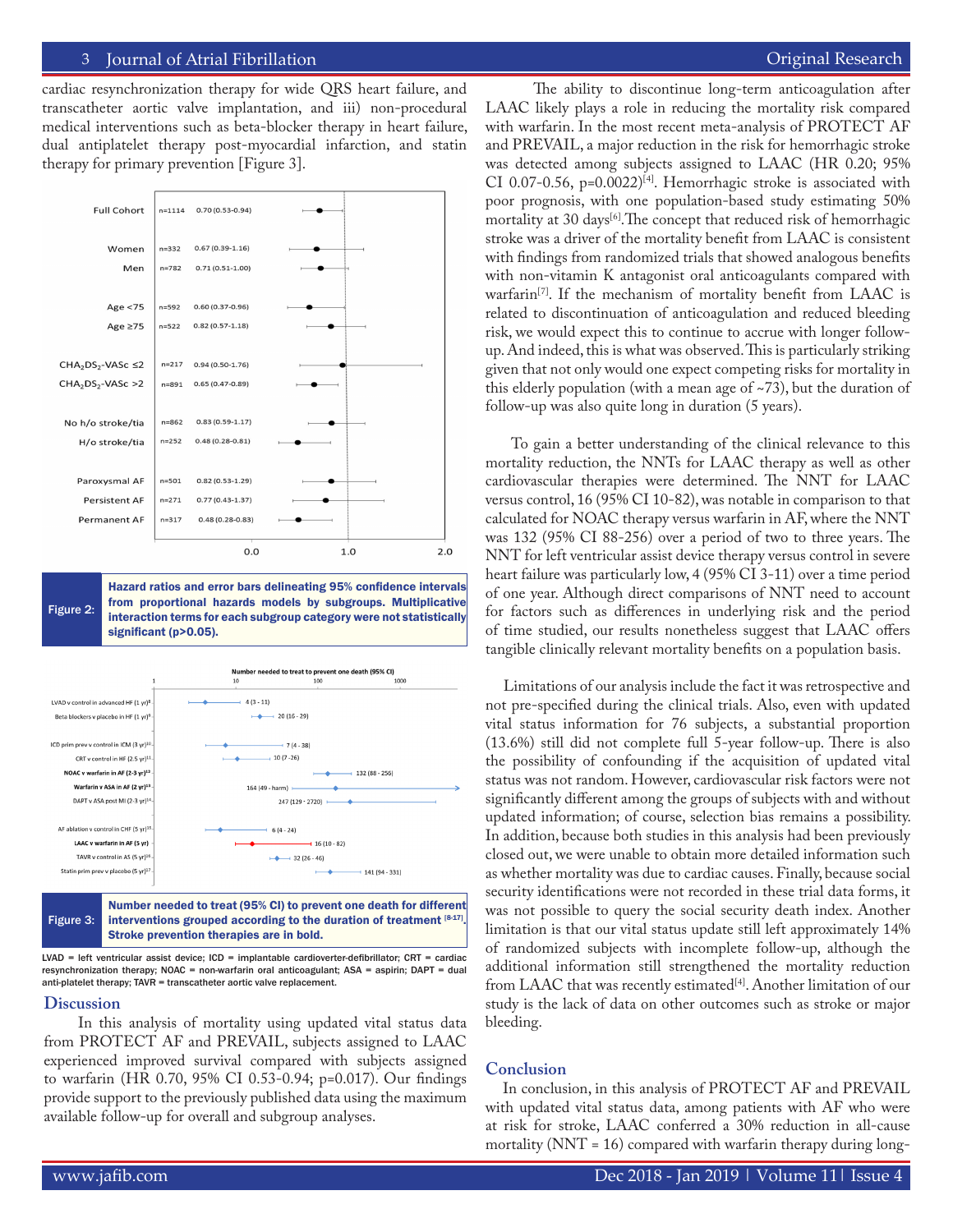cardiac resynchronization therapy for wide QRS heart failure, and transcatheter aortic valve implantation, and iii) non-procedural medical interventions such as beta-blocker therapy in heart failure, dual antiplatelet therapy post-myocardial infarction, and statin therapy for primary prevention [Figure 3].

| Subgroup | n | HR (95% CI) |
|---|---|---|
| Full Cohort | n=1114 | 0.70 (0.53-0.94) |
| Women | n=332 | 0.67 (0.39-1.16) |
| Men | n=782 | 0.71 (0.51-1.00) |
| Age <75 | n=592 | 0.60 (0.37-0.96) |
| Age ≥75 | n=522 | 0.82 (0.57-1.18) |
| $CHA_2DS_2$-VASc ≤2 | n=217 | 0.94 (0.50-1.76) |
| $CHA_2DS_2$-VASc >2 | n=891 | 0.65 (0.47-0.89) |
| No h/o stroke/tia | n=862 | 0.83 (0.59-1.17) |
| H/o stroke/tia | n=252 | 0.48 (0.28-0.81) |
| Paroxysmal AF | n=501 | 0.82 (0.53-1.29) |
| Persistent AF | n=271 | 0.77 (0.43-1.37) |
| Permanent AF | n=317 | 0.48 (0.28-0.83) |

Figure 2: Hazard ratios and error bars delineating 95% confidence intervals from proportional hazards models by subgroups. Multiplicative interaction terms for each subgroup category were not statistically significant (p>0.05).

Number needed to treat to prevent one death (95% CI)

| Intervention | NNT (95% CI) |
|---|---|
| LVAD v control in advanced HF (1 yr)[8] | 4 (3 - 11) |
| Beta blockers v placebo in HF (1 yr)[9] | 20 (16 - 29) |
| ICD prim prev v control in ICM (3 yr)[10] | 7 (4 - 38) |
| CRT v control in HF (2.5 yr)[11] | 10 (7 - 26) |
| **NOAC v warfarin in AF (2-3 yr)[12]** | 132 (88 - 256) |
| **Warfarin v ASA in AF (2 yr)[13]** | 164 (49 - harm) |
| DAPT v ASA post MI (2-3 yr)[14] | 247 (129 - 2720) |
| AF ablation v control in CHF (5 yr)[15] | 6 (4 - 24) |
| **LAAC v warfarin in AF (5 yr)** | 16 (10 - 82) |
| TAVR v control in AS (5 yr)[16] | 32 (26 - 46) |
| Statin prim prev v placebo (5 yr)[17] | 141 (94 - 331) |

Figure 3: Number needed to treat (95% CI) to prevent one death for different interventions grouped according to the duration of treatment [8-17]. Stroke prevention therapies are in bold.

LVAD = left ventricular assist device; ICD = implantable cardioverter-defibrillator; CRT = cardiac resynchronization therapy; NOAC = non-warfarin oral anticoagulant; ASA = aspirin; DAPT = dual anti-platelet therapy; TAVR = transcatheter aortic valve replacement.

## Discussion

In this analysis of mortality using updated vital status data from PROTECT AF and PREVAIL, subjects assigned to LAAC experienced improved survival compared with subjects assigned to warfarin (HR 0.70, 95% CI 0.53-0.94; p=0.017). Our findings provide support to the previously published data using the maximum available follow-up for overall and subgroup analyses.

The ability to discontinue long-term anticoagulation after LAAC likely plays a role in reducing the mortality risk compared with warfarin. In the most recent meta-analysis of PROTECT AF and PREVAIL, a major reduction in the risk for hemorrhagic stroke was detected among subjects assigned to LAAC (HR 0.20; 95% CI 0.07-0.56, p=0.0022)[4]. Hemorrhagic stroke is associated with poor prognosis, with one population-based study estimating 50% mortality at 30 days[6]. The concept that reduced risk of hemorrhagic stroke was a driver of the mortality benefit from LAAC is consistent with findings from randomized trials that showed analogous benefits with non-vitamin K antagonist oral anticoagulants compared with warfarin[7]. If the mechanism of mortality benefit from LAAC is related to discontinuation of anticoagulation and reduced bleeding risk, we would expect this to continue to accrue with longer follow-up. And indeed, this is what was observed. This is particularly striking given that not only would one expect competing risks for mortality in this elderly population (with a mean age of ~73), but the duration of follow-up was also quite long in duration (5 years).

To gain a better understanding of the clinical relevance to this mortality reduction, the NNTs for LAAC therapy as well as other cardiovascular therapies were determined. The NNT for LAAC versus control, 16 (95% CI 10-82), was notable in comparison to that calculated for NOAC therapy versus warfarin in AF, where the NNT was 132 (95% CI 88-256) over a period of two to three years. The NNT for left ventricular assist device therapy versus control in severe heart failure was particularly low, 4 (95% CI 3-11) over a time period of one year. Although direct comparisons of NNT need to account for factors such as differences in underlying risk and the period of time studied, our results nonetheless suggest that LAAC offers tangible clinically relevant mortality benefits on a population basis.

Limitations of our analysis include the fact it was retrospective and not pre-specified during the clinical trials. Also, even with updated vital status information for 76 subjects, a substantial proportion (13.6%) still did not complete full 5-year follow-up. There is also the possibility of confounding if the acquisition of updated vital status was not random. However, cardiovascular risk factors were not significantly different among the groups of subjects with and without updated information; of course, selection bias remains a possibility. In addition, because both studies in this analysis had been previously closed out, we were unable to obtain more detailed information such as whether mortality was due to cardiac causes. Finally, because social security identifications were not recorded in these trial data forms, it was not possible to query the social security death index. Another limitation is that our vital status update still left approximately 14% of randomized subjects with incomplete follow-up, although the additional information still strengthened the mortality reduction from LAAC that was recently estimated[4]. Another limitation of our study is the lack of data on other outcomes such as stroke or major bleeding.

## Conclusion

In conclusion, in this analysis of PROTECT AF and PREVAIL with updated vital status data, among patients with AF who were at risk for stroke, LAAC conferred a 30% reduction in all-cause mortality (NNT = 16) compared with warfarin therapy during long-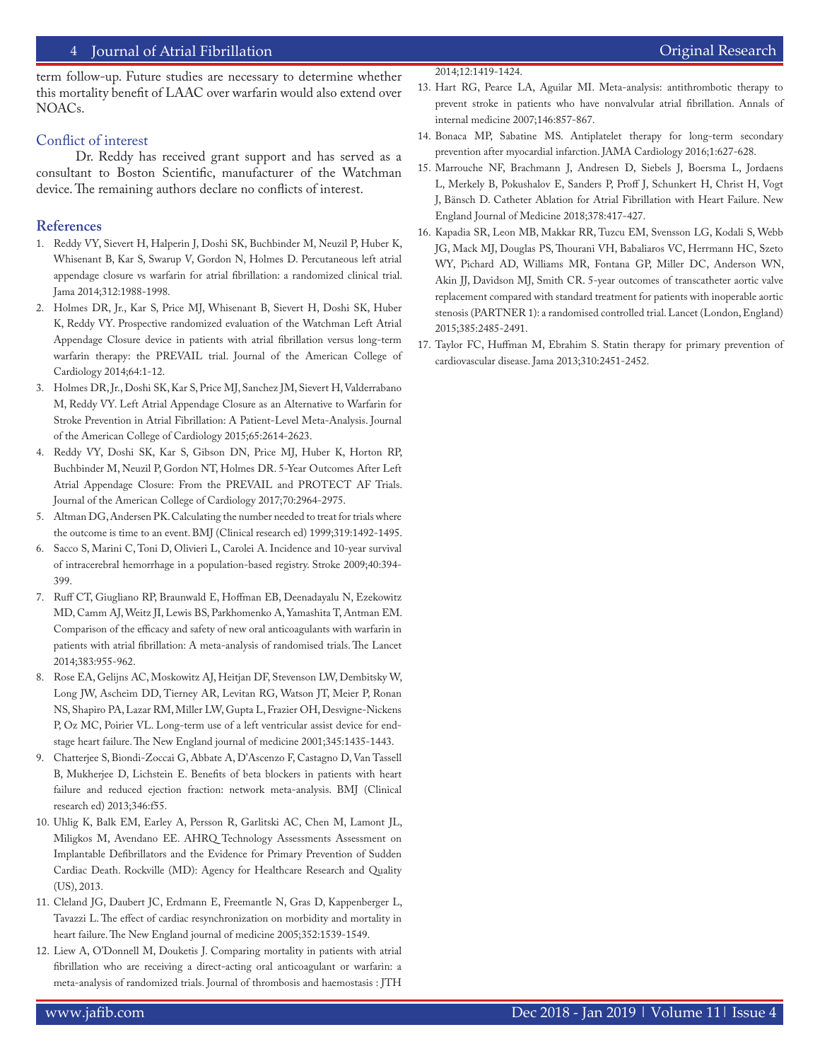term follow-up. Future studies are necessary to determine whether this mortality benefit of LAAC over warfarin would also extend over NOACs.

## Conflict of interest

Dr. Reddy has received grant support and has served as a consultant to Boston Scientific, manufacturer of the Watchman device. The remaining authors declare no conflicts of interest.

## References

1. Reddy VY, Sievert H, Halperin J, Doshi SK, Buchbinder M, Neuzil P, Huber K, Whisenant B, Kar S, Swarup V, Gordon N, Holmes D. Percutaneous left atrial appendage closure vs warfarin for atrial fibrillation: a randomized clinical trial. Jama 2014;312:1988-1998.
2. Holmes DR, Jr., Kar S, Price MJ, Whisenant B, Sievert H, Doshi SK, Huber K, Reddy VY. Prospective randomized evaluation of the Watchman Left Atrial Appendage Closure device in patients with atrial fibrillation versus long-term warfarin therapy: the PREVAIL trial. Journal of the American College of Cardiology 2014;64:1-12.
3. Holmes DR, Jr., Doshi SK, Kar S, Price MJ, Sanchez JM, Sievert H, Valderrabano M, Reddy VY. Left Atrial Appendage Closure as an Alternative to Warfarin for Stroke Prevention in Atrial Fibrillation: A Patient-Level Meta-Analysis. Journal of the American College of Cardiology 2015;65:2614-2623.
4. Reddy VY, Doshi SK, Kar S, Gibson DN, Price MJ, Huber K, Horton RP, Buchbinder M, Neuzil P, Gordon NT, Holmes DR. 5-Year Outcomes After Left Atrial Appendage Closure: From the PREVAIL and PROTECT AF Trials. Journal of the American College of Cardiology 2017;70:2964-2975.
5. Altman DG, Andersen PK. Calculating the number needed to treat for trials where the outcome is time to an event. BMJ (Clinical research ed) 1999;319:1492-1495.
6. Sacco S, Marini C, Toni D, Olivieri L, Carolei A. Incidence and 10-year survival of intracerebral hemorrhage in a population-based registry. Stroke 2009;40:394-399.
7. Ruff CT, Giugliano RP, Braunwald E, Hoffman EB, Deenadayalu N, Ezekowitz MD, Camm AJ, Weitz JI, Lewis BS, Parkhomenko A, Yamashita T, Antman EM. Comparison of the efficacy and safety of new oral anticoagulants with warfarin in patients with atrial fibrillation: A meta-analysis of randomised trials. The Lancet 2014;383:955-962.
8. Rose EA, Gelijns AC, Moskowitz AJ, Heitjan DF, Stevenson LW, Dembitsky W, Long JW, Ascheim DD, Tierney AR, Levitan RG, Watson JT, Meier P, Ronan NS, Shapiro PA, Lazar RM, Miller LW, Gupta L, Frazier OH, Desvigne-Nickens P, Oz MC, Poirier VL. Long-term use of a left ventricular assist device for end-stage heart failure. The New England journal of medicine 2001;345:1435-1443.
9. Chatterjee S, Biondi-Zoccai G, Abbate A, D'Ascenzo F, Castagno D, Van Tassell B, Mukherjee D, Lichstein E. Benefits of beta blockers in patients with heart failure and reduced ejection fraction: network meta-analysis. BMJ (Clinical research ed) 2013;346:f55.
10. Uhlig K, Balk EM, Earley A, Persson R, Garlitski AC, Chen M, Lamont JL, Miligkos M, Avendano EE. AHRQ Technology Assessments Assessment on Implantable Defibrillators and the Evidence for Primary Prevention of Sudden Cardiac Death. Rockville (MD): Agency for Healthcare Research and Quality (US), 2013.
11. Cleland JG, Daubert JC, Erdmann E, Freemantle N, Gras D, Kappenberger L, Tavazzi L. The effect of cardiac resynchronization on morbidity and mortality in heart failure. The New England journal of medicine 2005;352:1539-1549.
12. Liew A, O'Donnell M, Douketis J. Comparing mortality in patients with atrial fibrillation who are receiving a direct-acting oral anticoagulant or warfarin: a meta-analysis of randomized trials. Journal of thrombosis and haemostasis : JTH 2014;12:1419-1424.
13. Hart RG, Pearce LA, Aguilar MI. Meta-analysis: antithrombotic therapy to prevent stroke in patients who have nonvalvular atrial fibrillation. Annals of internal medicine 2007;146:857-867.
14. Bonaca MP, Sabatine MS. Antiplatelet therapy for long-term secondary prevention after myocardial infarction. JAMA Cardiology 2016;1:627-628.
15. Marrouche NF, Brachmann J, Andresen D, Siebels J, Boersma L, Jordaens L, Merkely B, Pokushalov E, Sanders P, Proff J, Schunkert H, Christ H, Vogt J, Bänsch D. Catheter Ablation for Atrial Fibrillation with Heart Failure. New England Journal of Medicine 2018;378:417-427.
16. Kapadia SR, Leon MB, Makkar RR, Tuzcu EM, Svensson LG, Kodali S, Webb JG, Mack MJ, Douglas PS, Thourani VH, Babaliaros VC, Herrmann HC, Szeto WY, Pichard AD, Williams MR, Fontana GP, Miller DC, Anderson WN, Akin JJ, Davidson MJ, Smith CR. 5-year outcomes of transcatheter aortic valve replacement compared with standard treatment for patients with inoperable aortic stenosis (PARTNER 1): a randomised controlled trial. Lancet (London, England) 2015;385:2485-2491.
17. Taylor FC, Huffman M, Ebrahim S. Statin therapy for primary prevention of cardiovascular disease. Jama 2013;310:2451-2452.